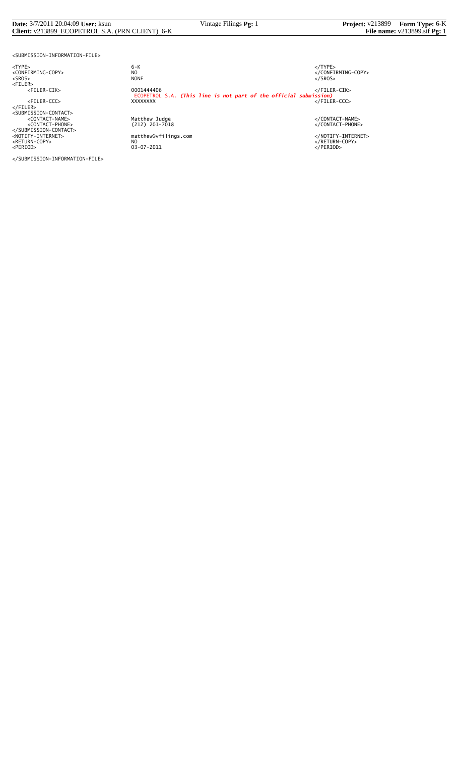```
<SUBMISSION-INFORMATION-FILE>

<TYPE>                      6-K                                                          </TYPE>
<CONFIRMING-COPY>           NO                                                           </CONFIRMING-COPY>
<SROS>                      NONE                                                         </SROS>
<FILER>
     <FILER-CIK>            0001444406                                                   </FILER-CIK>
                            ECOPETROL S.A. (This line is not part of the official submission)
     <FILER-CCC>            XXXXXXXX                                                     </FILER-CCC>
</FILER>
<SUBMISSION-CONTACT>
     <CONTACT-NAME>         Matthew Judge                                                </CONTACT-NAME>
     <CONTACT-PHONE>        (212) 201-7018                                               </CONTACT-PHONE>
</SUBMISSION-CONTACT>
<NOTIFY-INTERNET>           matthew@vfilings.com                                         </NOTIFY-INTERNET>
<RETURN-COPY>               NO                                                           </RETURN-COPY>
<PERIOD>                    03-07-2011                                                   </PERIOD>

</SUBMISSION-INFORMATION-FILE>
```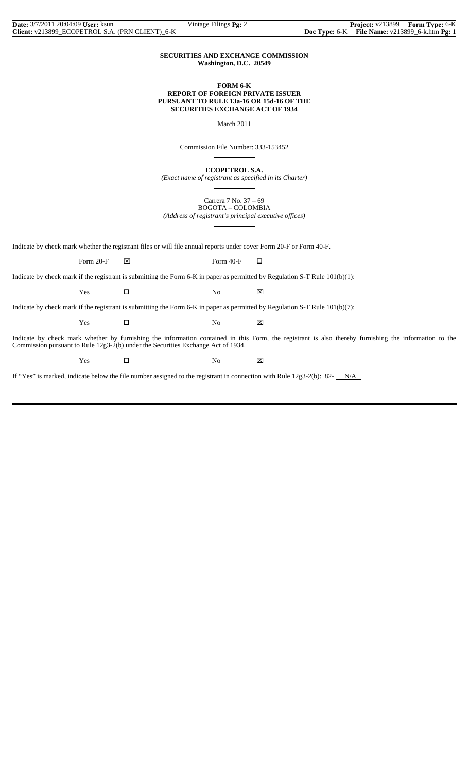**SECURITIES AND EXCHANGE COMMISSION**
**Washington, D.C. 20549**

**FORM 6-K**
**REPORT OF FOREIGN PRIVATE ISSUER**
**PURSUANT TO RULE 13a-16 OR 15d-16 OF THE**
**SECURITIES EXCHANGE ACT OF 1934**

March 2011

Commission File Number: 333-153452

**ECOPETROL S.A.**
*(Exact name of registrant as specified in its Charter)*

Carrera 7 No. 37 – 69
BOGOTA – COLOMBIA
*(Address of registrant's principal executive offices)*

Indicate by check mark whether the registrant files or will file annual reports under cover Form 20-F or Form 40-F.

Form 20-F ☒ Form 40-F ☐

Indicate by check mark if the registrant is submitting the Form 6-K in paper as permitted by Regulation S-T Rule 101(b)(1):

Yes ☐ No ☒

Indicate by check mark if the registrant is submitting the Form 6-K in paper as permitted by Regulation S-T Rule 101(b)(7):

Yes ☐ No ☒

Indicate by check mark whether by furnishing the information contained in this Form, the registrant is also thereby furnishing the information to the Commission pursuant to Rule 12g3-2(b) under the Securities Exchange Act of 1934.

Yes ☐ No ☒

If "Yes" is marked, indicate below the file number assigned to the registrant in connection with Rule 12g3-2(b): 82- N/A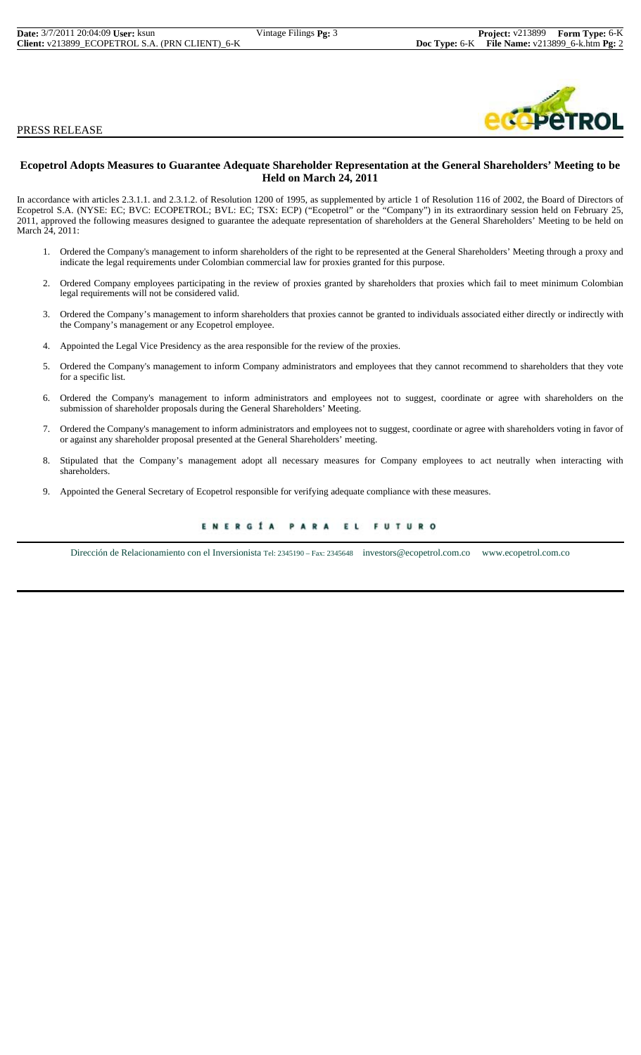PRESS RELEASE

## Ecopetrol Adopts Measures to Guarantee Adequate Shareholder Representation at the General Shareholders' Meeting to be Held on March 24, 2011

In accordance with articles 2.3.1.1. and 2.3.1.2. of Resolution 1200 of 1995, as supplemented by article 1 of Resolution 116 of 2002, the Board of Directors of Ecopetrol S.A. (NYSE: EC; BVC: ECOPETROL; BVL: EC; TSX: ECP) ("Ecopetrol" or the "Company") in its extraordinary session held on February 25, 2011, approved the following measures designed to guarantee the adequate representation of shareholders at the General Shareholders' Meeting to be held on March 24, 2011:

1. Ordered the Company's management to inform shareholders of the right to be represented at the General Shareholders' Meeting through a proxy and indicate the legal requirements under Colombian commercial law for proxies granted for this purpose.
2. Ordered Company employees participating in the review of proxies granted by shareholders that proxies which fail to meet minimum Colombian legal requirements will not be considered valid.
3. Ordered the Company's management to inform shareholders that proxies cannot be granted to individuals associated either directly or indirectly with the Company's management or any Ecopetrol employee.
4. Appointed the Legal Vice Presidency as the area responsible for the review of the proxies.
5. Ordered the Company's management to inform Company administrators and employees that they cannot recommend to shareholders that they vote for a specific list.
6. Ordered the Company's management to inform administrators and employees not to suggest, coordinate or agree with shareholders on the submission of shareholder proposals during the General Shareholders' Meeting.
7. Ordered the Company's management to inform administrators and employees not to suggest, coordinate or agree with shareholders voting in favor of or against any shareholder proposal presented at the General Shareholders' meeting.
8. Stipulated that the Company's management adopt all necessary measures for Company employees to act neutrally when interacting with shareholders.
9. Appointed the General Secretary of Ecopetrol responsible for verifying adequate compliance with these measures.

ENERGÍA PARA EL FUTURO

Dirección de Relacionamiento con el Inversionista Tel: 2345190 – Fax: 2345648 investors@ecopetrol.com.co www.ecopetrol.com.co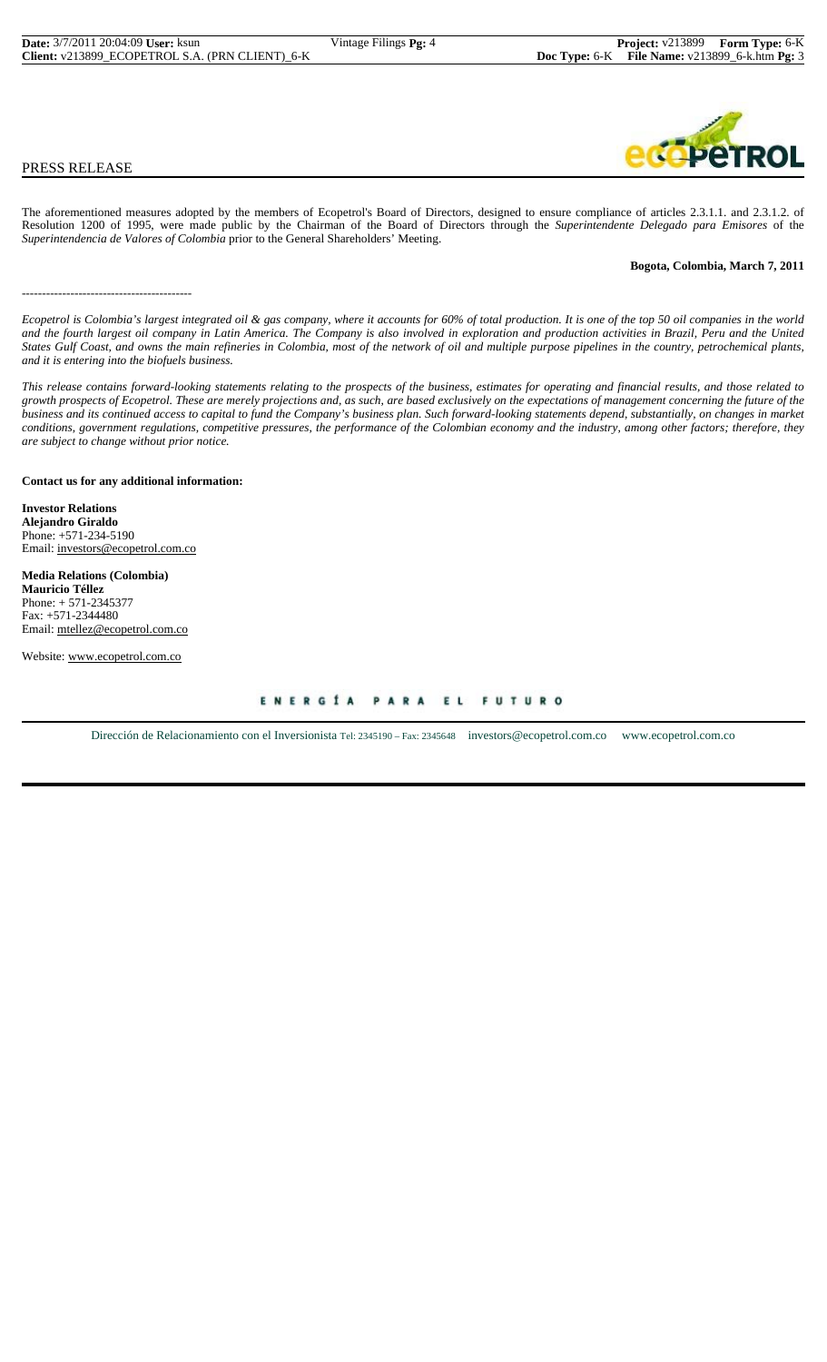PRESS RELEASE

The aforementioned measures adopted by the members of Ecopetrol's Board of Directors, designed to ensure compliance of articles 2.3.1.1. and 2.3.1.2. of Resolution 1200 of 1995, were made public by the Chairman of the Board of Directors through the *Superintendente Delegado para Emisores* of the *Superintendencia de Valores of Colombia* prior to the General Shareholders' Meeting.

**Bogota, Colombia, March 7, 2011**

------------------------------------------

*Ecopetrol is Colombia's largest integrated oil & gas company, where it accounts for 60% of total production. It is one of the top 50 oil companies in the world and the fourth largest oil company in Latin America. The Company is also involved in exploration and production activities in Brazil, Peru and the United States Gulf Coast, and owns the main refineries in Colombia, most of the network of oil and multiple purpose pipelines in the country, petrochemical plants, and it is entering into the biofuels business.*

*This release contains forward-looking statements relating to the prospects of the business, estimates for operating and financial results, and those related to growth prospects of Ecopetrol. These are merely projections and, as such, are based exclusively on the expectations of management concerning the future of the business and its continued access to capital to fund the Company's business plan. Such forward-looking statements depend, substantially, on changes in market conditions, government regulations, competitive pressures, the performance of the Colombian economy and the industry, among other factors; therefore, they are subject to change without prior notice.*

**Contact us for any additional information:**

**Investor Relations**
**Alejandro Giraldo**
Phone: +571-234-5190
Email: investors@ecopetrol.com.co

**Media Relations (Colombia)**
**Mauricio Téllez**
Phone: + 571-2345377
Fax: +571-2344480
Email: mtellez@ecopetrol.com.co

Website: www.ecopetrol.com.co

ENERGÍA PARA EL FUTURO

Dirección de Relacionamiento con el Inversionista Tel: 2345190 – Fax: 2345648 investors@ecopetrol.com.co www.ecopetrol.com.co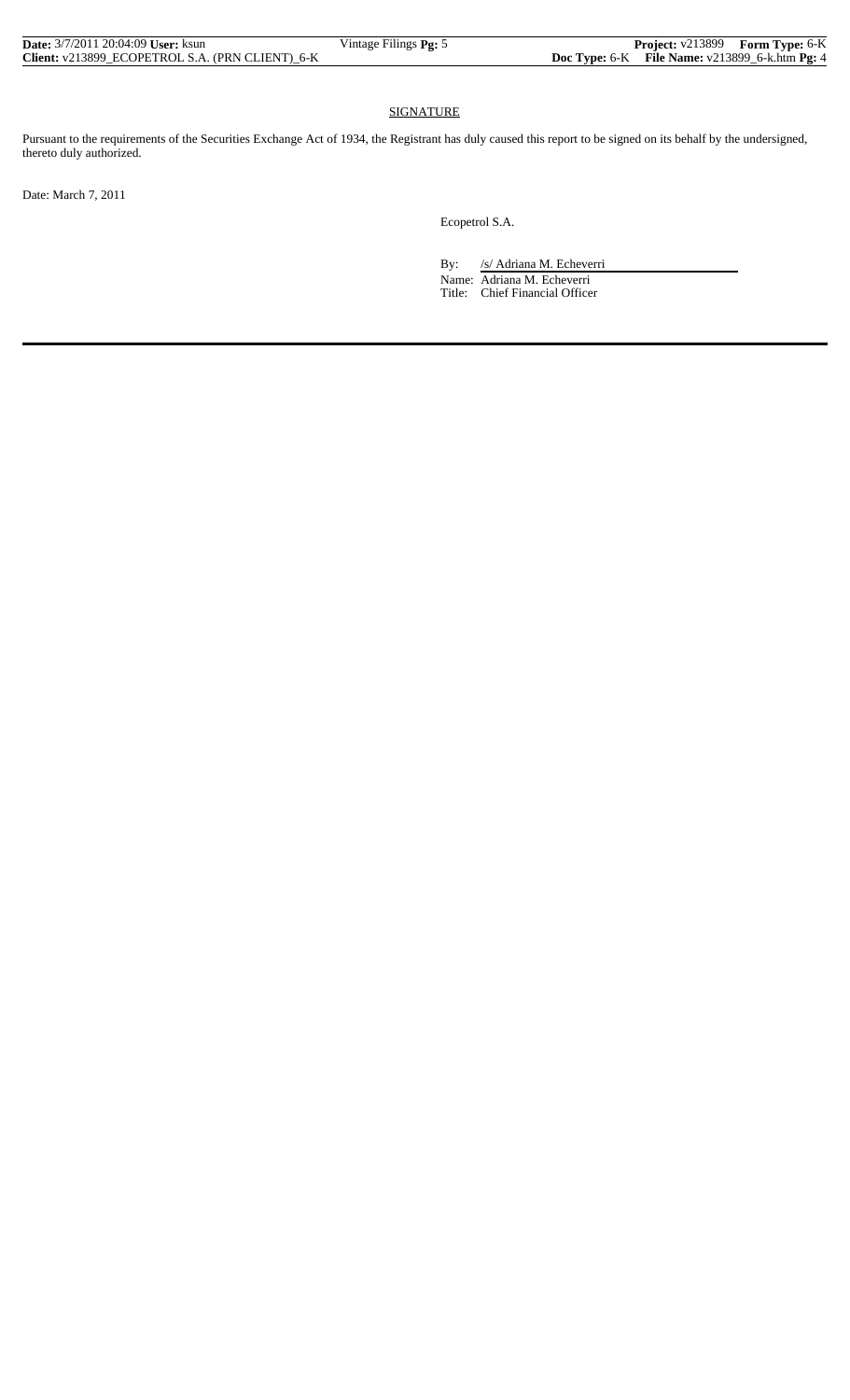## SIGNATURE

Pursuant to the requirements of the Securities Exchange Act of 1934, the Registrant has duly caused this report to be signed on its behalf by the undersigned, thereto duly authorized.

Date: March 7, 2011

Ecopetrol S.A.

By: /s/ Adriana M. Echeverri

Name: Adriana M. Echeverri

Title: Chief Financial Officer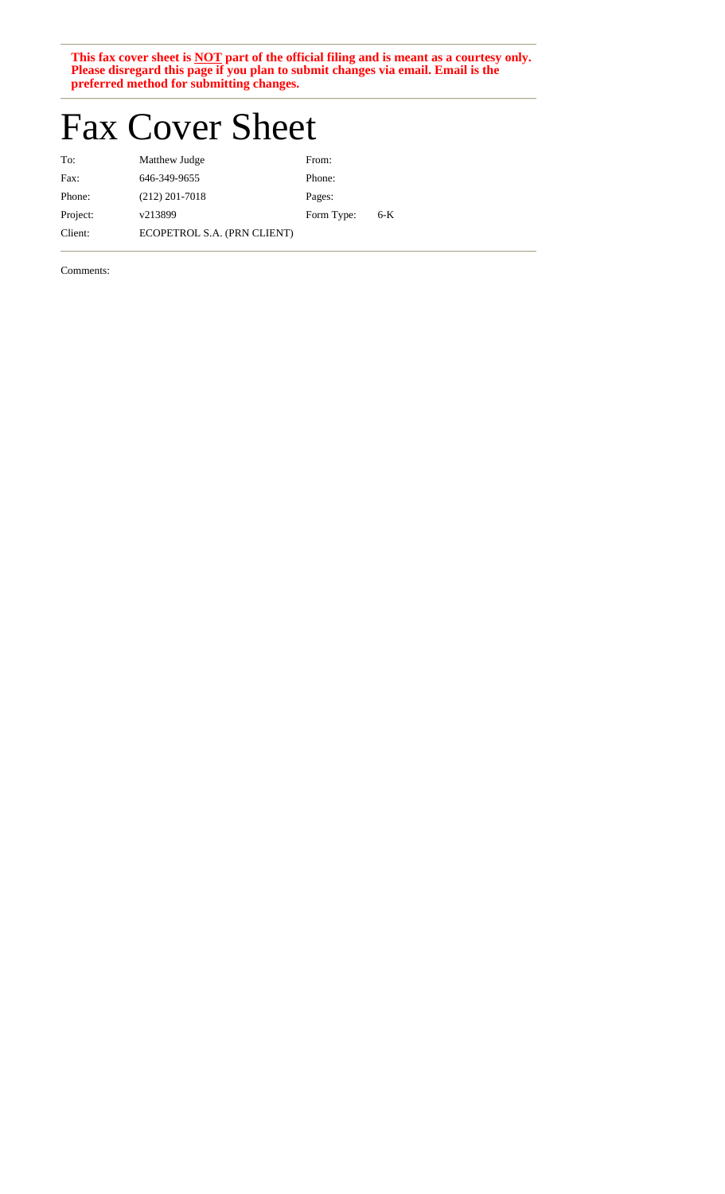**This fax cover sheet is NOT part of the official filing and is meant as a courtesy only. Please disregard this page if you plan to submit changes via email. Email is the preferred method for submitting changes.**

# Fax Cover Sheet

| | | | |
|---|---|---|---|
| To: | Matthew Judge | From: | |
| Fax: | 646-349-9655 | Phone: | |
| Phone: | (212) 201-7018 | Pages: | |
| Project: | v213899 | Form Type: | 6-K |
| Client: | ECOPETROL S.A. (PRN CLIENT) | | |

Comments: